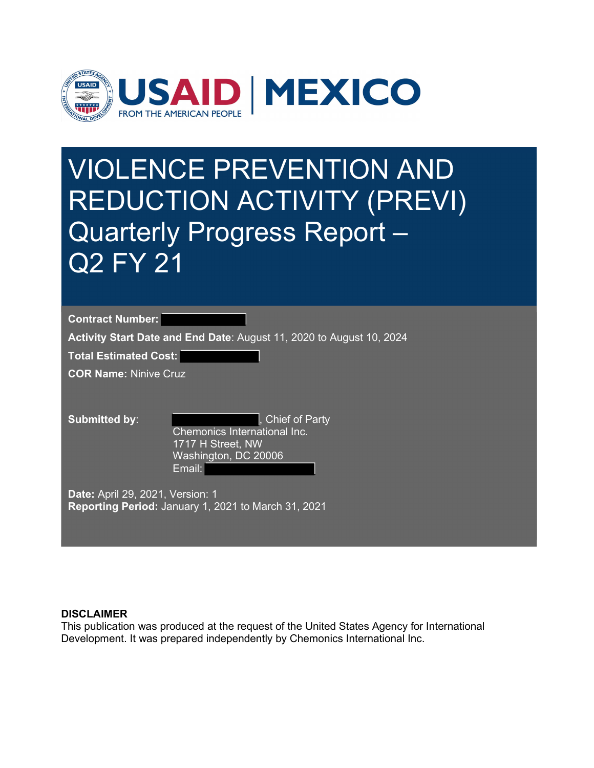USAID | MEXICO

FROM THE AMERICAN PEOPLE

# VIOLENCE PREVENTION AND REDUCTION ACTIVITY (PREVI) Quarterly Progress Report – Q2 FY 21

**Contract Number:**

**Activity Start Date and End Date**: August 11, 2020 to August 10, 2024

**Total Estimated Cost:**

**COR Name:** Ninive Cruz

**Submitted by**: , Chief of Party
Chemonics International Inc.
1717 H Street, NW
Washington, DC 20006
Email:

**Date:** April 29, 2021, Version: 1
**Reporting Period:** January 1, 2021 to March 31, 2021

**DISCLAIMER**
This publication was produced at the request of the United States Agency for International Development. It was prepared independently by Chemonics International Inc.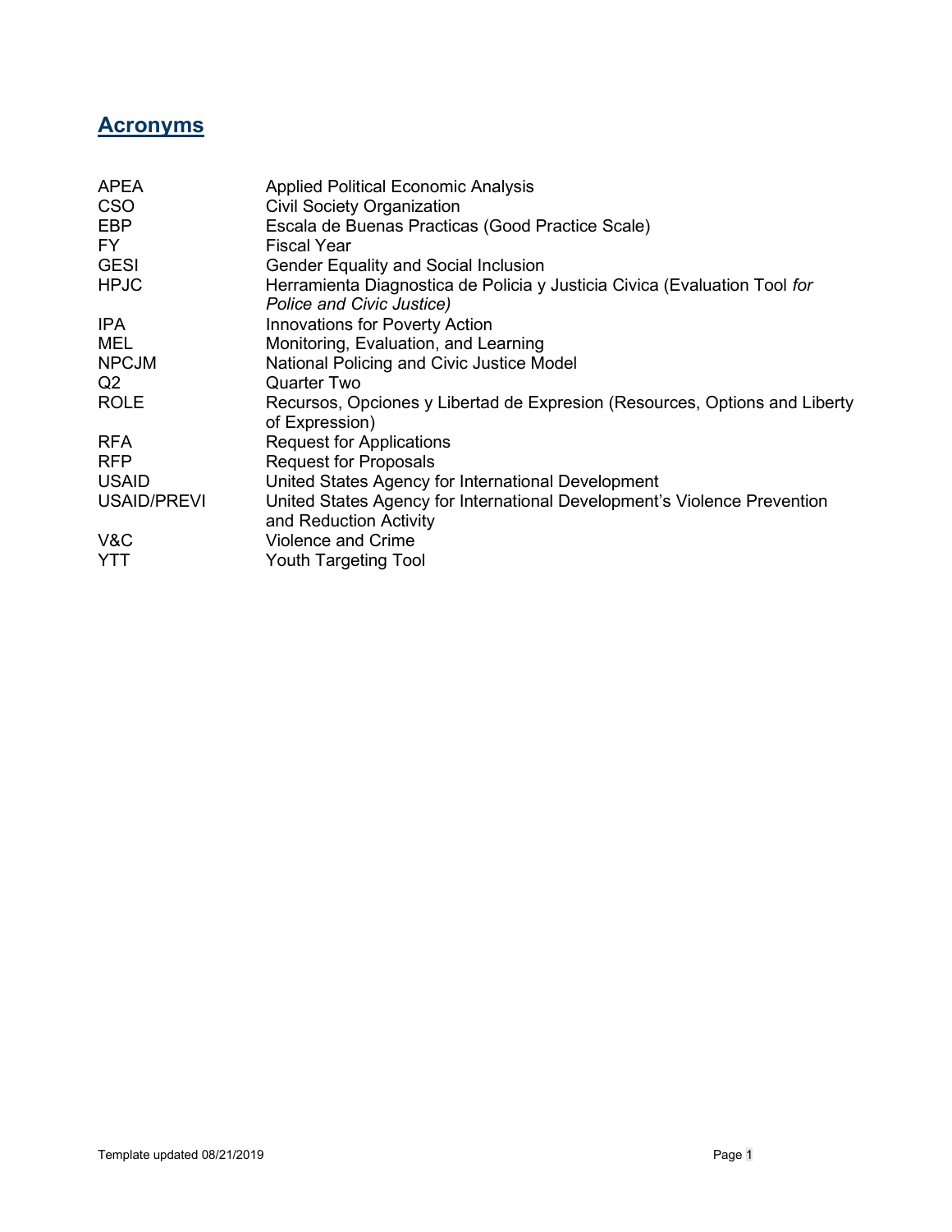## Acronyms

| | |
|---|---|
| APEA | Applied Political Economic Analysis |
| CSO | Civil Society Organization |
| EBP | Escala de Buenas Practicas (Good Practice Scale) |
| FY | Fiscal Year |
| GESI | Gender Equality and Social Inclusion |
| HPJC | Herramienta Diagnostica de Policia y Justicia Civica (Evaluation Tool *for Police and Civic Justice)* |
| IPA | Innovations for Poverty Action |
| MEL | Monitoring, Evaluation, and Learning |
| NPCJM | National Policing and Civic Justice Model |
| Q2 | Quarter Two |
| ROLE | Recursos, Opciones y Libertad de Expresion (Resources, Options and Liberty of Expression) |
| RFA | Request for Applications |
| RFP | Request for Proposals |
| USAID | United States Agency for International Development |
| USAID/PREVI | United States Agency for International Development's Violence Prevention and Reduction Activity |
| V&C | Violence and Crime |
| YTT | Youth Targeting Tool |

Template updated 08/21/2019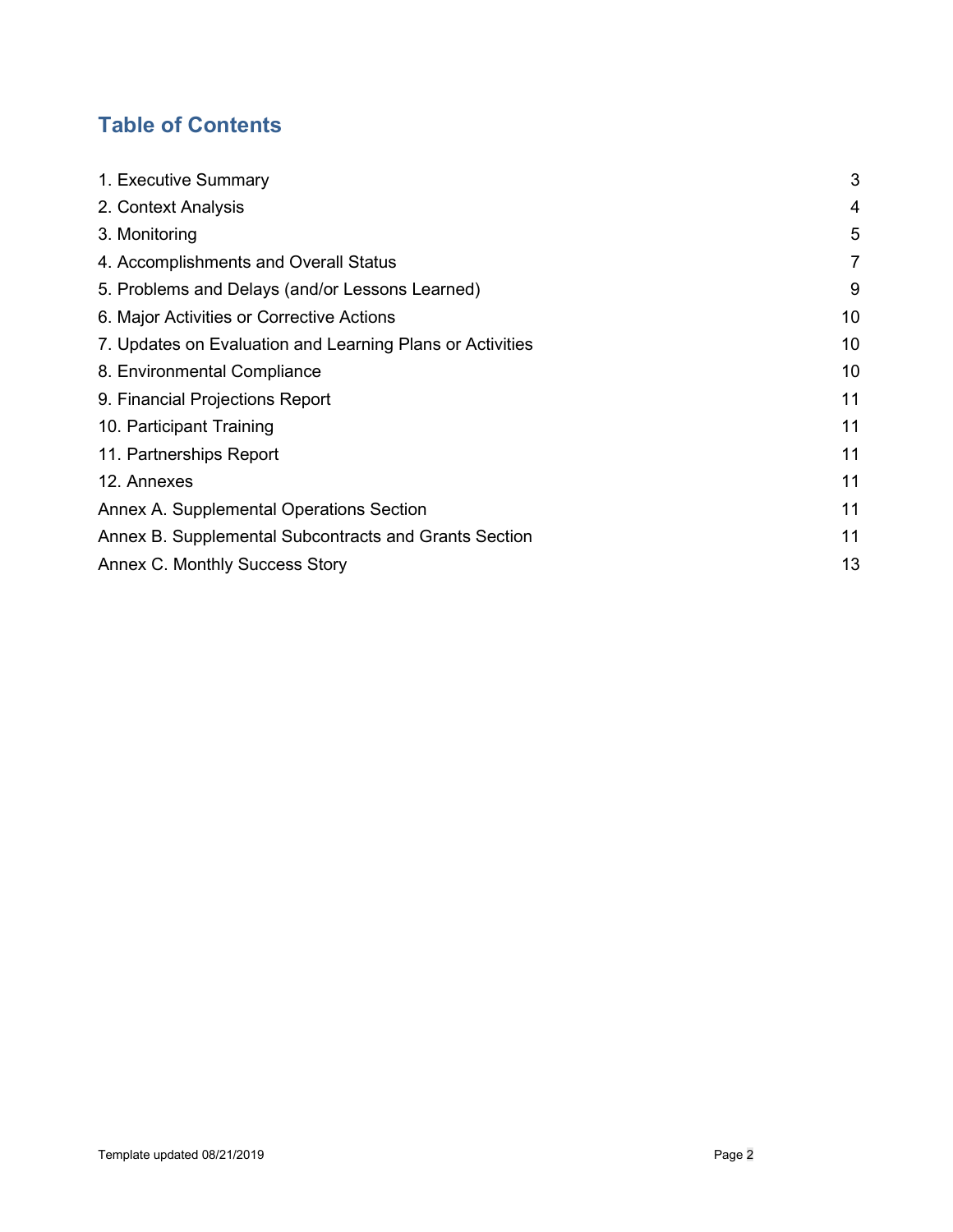## Table of Contents

| | |
|---|---|
| 1. Executive Summary | 3 |
| 2. Context Analysis | 4 |
| 3. Monitoring | 5 |
| 4. Accomplishments and Overall Status | 7 |
| 5. Problems and Delays (and/or Lessons Learned) | 9 |
| 6. Major Activities or Corrective Actions | 10 |
| 7. Updates on Evaluation and Learning Plans or Activities | 10 |
| 8. Environmental Compliance | 10 |
| 9. Financial Projections Report | 11 |
| 10. Participant Training | 11 |
| 11. Partnerships Report | 11 |
| 12. Annexes | 11 |
| Annex A. Supplemental Operations Section | 11 |
| Annex B. Supplemental Subcontracts and Grants Section | 11 |
| Annex C. Monthly Success Story | 13 |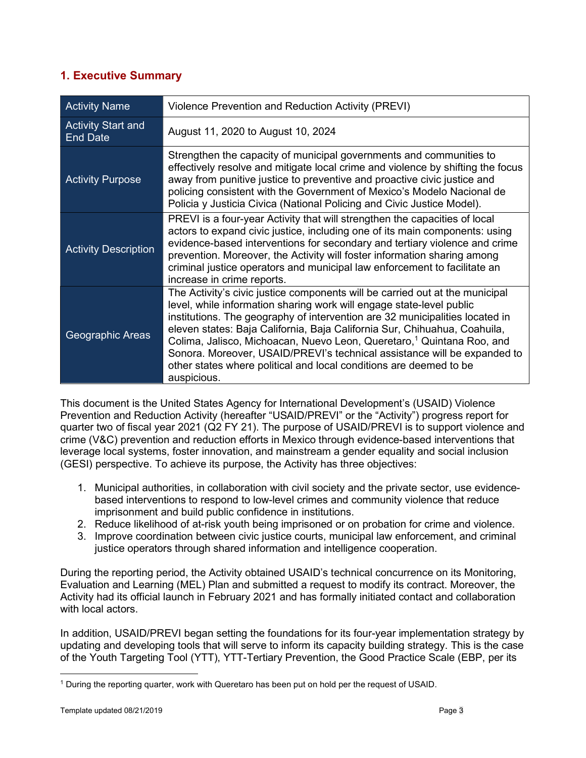## 1. Executive Summary

| | |
|---|---|
| Activity Name | Violence Prevention and Reduction Activity (PREVI) |
| Activity Start and End Date | August 11, 2020 to August 10, 2024 |
| Activity Purpose | Strengthen the capacity of municipal governments and communities to effectively resolve and mitigate local crime and violence by shifting the focus away from punitive justice to preventive and proactive civic justice and policing consistent with the Government of Mexico's Modelo Nacional de Policia y Justicia Civica (National Policing and Civic Justice Model). |
| Activity Description | PREVI is a four-year Activity that will strengthen the capacities of local actors to expand civic justice, including one of its main components: using evidence-based interventions for secondary and tertiary violence and crime prevention. Moreover, the Activity will foster information sharing among criminal justice operators and municipal law enforcement to facilitate an increase in crime reports. |
| Geographic Areas | The Activity's civic justice components will be carried out at the municipal level, while information sharing work will engage state-level public institutions. The geography of intervention are 32 municipalities located in eleven states: Baja California, Baja California Sur, Chihuahua, Coahuila, Colima, Jalisco, Michoacan, Nuevo Leon, Queretaro,[1] Quintana Roo, and Sonora. Moreover, USAID/PREVI's technical assistance will be expanded to other states where political and local conditions are deemed to be auspicious. |

This document is the United States Agency for International Development's (USAID) Violence Prevention and Reduction Activity (hereafter "USAID/PREVI" or the "Activity") progress report for quarter two of fiscal year 2021 (Q2 FY 21). The purpose of USAID/PREVI is to support violence and crime (V&C) prevention and reduction efforts in Mexico through evidence-based interventions that leverage local systems, foster innovation, and mainstream a gender equality and social inclusion (GESI) perspective. To achieve its purpose, the Activity has three objectives:

1. Municipal authorities, in collaboration with civil society and the private sector, use evidence-based interventions to respond to low-level crimes and community violence that reduce imprisonment and build public confidence in institutions.
2. Reduce likelihood of at-risk youth being imprisoned or on probation for crime and violence.
3. Improve coordination between civic justice courts, municipal law enforcement, and criminal justice operators through shared information and intelligence cooperation.

During the reporting period, the Activity obtained USAID's technical concurrence on its Monitoring, Evaluation and Learning (MEL) Plan and submitted a request to modify its contract. Moreover, the Activity had its official launch in February 2021 and has formally initiated contact and collaboration with local actors.

In addition, USAID/PREVI began setting the foundations for its four-year implementation strategy by updating and developing tools that will serve to inform its capacity building strategy. This is the case of the Youth Targeting Tool (YTT), YTT-Tertiary Prevention, the Good Practice Scale (EBP, per its

[1] During the reporting quarter, work with Queretaro has been put on hold per the request of USAID.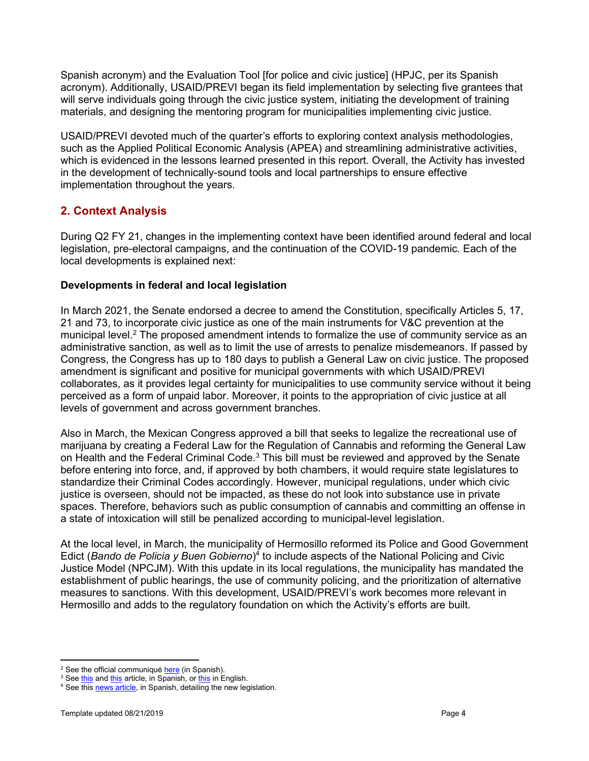Spanish acronym) and the Evaluation Tool [for police and civic justice] (HPJC, per its Spanish acronym). Additionally, USAID/PREVI began its field implementation by selecting five grantees that will serve individuals going through the civic justice system, initiating the development of training materials, and designing the mentoring program for municipalities implementing civic justice.

USAID/PREVI devoted much of the quarter's efforts to exploring context analysis methodologies, such as the Applied Political Economic Analysis (APEA) and streamlining administrative activities, which is evidenced in the lessons learned presented in this report. Overall, the Activity has invested in the development of technically-sound tools and local partnerships to ensure effective implementation throughout the years.

## 2. Context Analysis

During Q2 FY 21, changes in the implementing context have been identified around federal and local legislation, pre-electoral campaigns, and the continuation of the COVID-19 pandemic. Each of the local developments is explained next:

**Developments in federal and local legislation**

In March 2021, the Senate endorsed a decree to amend the Constitution, specifically Articles 5, 17, 21 and 73, to incorporate civic justice as one of the main instruments for V&C prevention at the municipal level.[2] The proposed amendment intends to formalize the use of community service as an administrative sanction, as well as to limit the use of arrests to penalize misdemeanors. If passed by Congress, the Congress has up to 180 days to publish a General Law on civic justice. The proposed amendment is significant and positive for municipal governments with which USAID/PREVI collaborates, as it provides legal certainty for municipalities to use community service without it being perceived as a form of unpaid labor. Moreover, it points to the appropriation of civic justice at all levels of government and across government branches.

Also in March, the Mexican Congress approved a bill that seeks to legalize the recreational use of marijuana by creating a Federal Law for the Regulation of Cannabis and reforming the General Law on Health and the Federal Criminal Code.[3] This bill must be reviewed and approved by the Senate before entering into force, and, if approved by both chambers, it would require state legislatures to standardize their Criminal Codes accordingly. However, municipal regulations, under which civic justice is overseen, should not be impacted, as these do not look into substance use in private spaces. Therefore, behaviors such as public consumption of cannabis and committing an offense in a state of intoxication will still be penalized according to municipal-level legislation.

At the local level, in March, the municipality of Hermosillo reformed its Police and Good Government Edict (*Bando de Policia y Buen Gobierno*)[4] to include aspects of the National Policing and Civic Justice Model (NPCJM). With this update in its local regulations, the municipality has mandated the establishment of public hearings, the use of community policing, and the prioritization of alternative measures to sanctions. With this development, USAID/PREVI's work becomes more relevant in Hermosillo and adds to the regulatory foundation on which the Activity's efforts are built.

---

[2] See the official communiqué here (in Spanish).
[3] See this and this article, in Spanish, or this in English.
[4] See this news article, in Spanish, detailing the new legislation.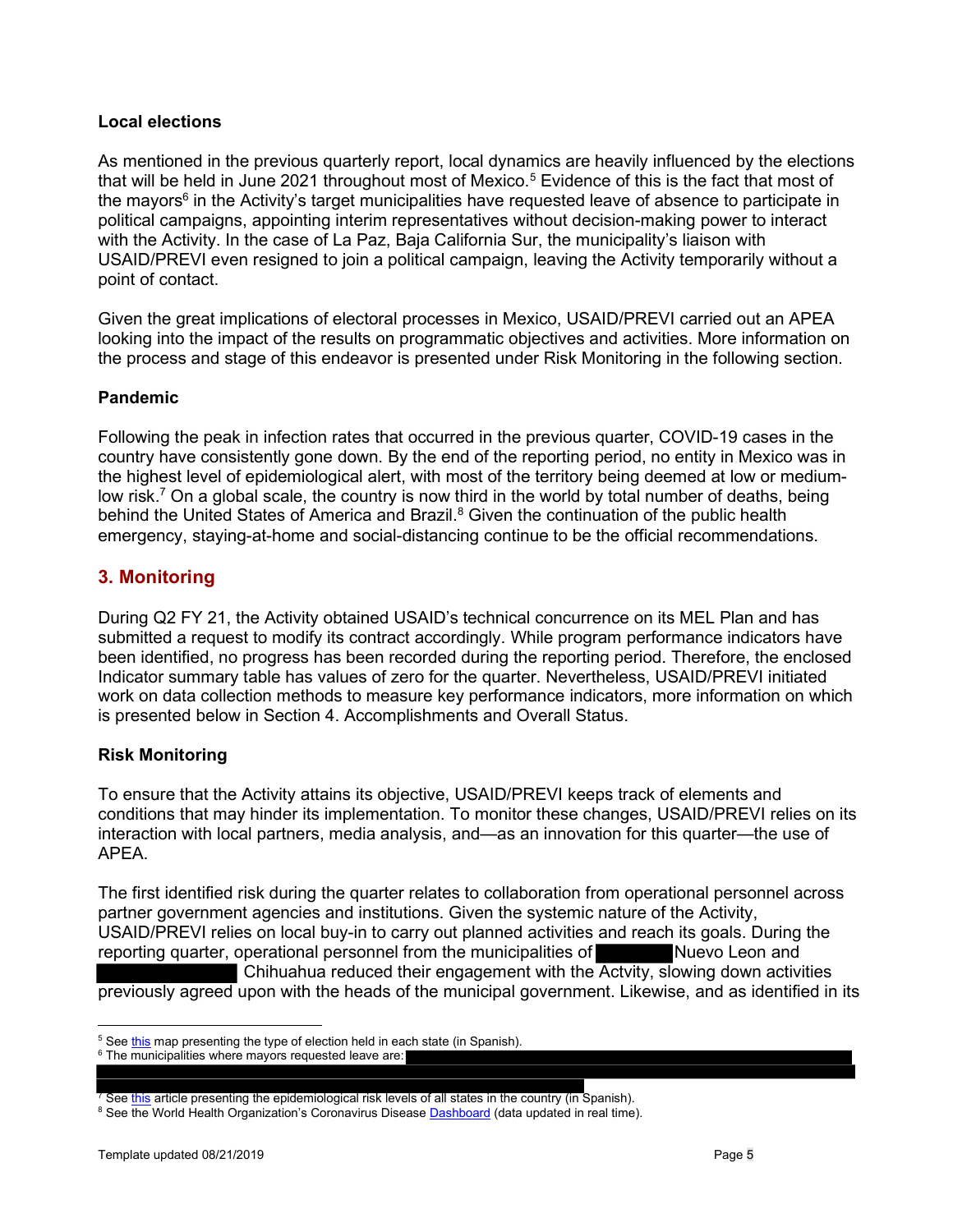**Local elections**

As mentioned in the previous quarterly report, local dynamics are heavily influenced by the elections that will be held in June 2021 throughout most of Mexico.[5] Evidence of this is the fact that most of the mayors[6] in the Activity's target municipalities have requested leave of absence to participate in political campaigns, appointing interim representatives without decision-making power to interact with the Activity. In the case of La Paz, Baja California Sur, the municipality's liaison with USAID/PREVI even resigned to join a political campaign, leaving the Activity temporarily without a point of contact.

Given the great implications of electoral processes in Mexico, USAID/PREVI carried out an APEA looking into the impact of the results on programmatic objectives and activities. More information on the process and stage of this endeavor is presented under Risk Monitoring in the following section.

**Pandemic**

Following the peak in infection rates that occurred in the previous quarter, COVID-19 cases in the country have consistently gone down. By the end of the reporting period, no entity in Mexico was in the highest level of epidemiological alert, with most of the territory being deemed at low or medium-low risk.[7] On a global scale, the country is now third in the world by total number of deaths, being behind the United States of America and Brazil.[8] Given the continuation of the public health emergency, staying-at-home and social-distancing continue to be the official recommendations.

## 3. Monitoring

During Q2 FY 21, the Activity obtained USAID's technical concurrence on its MEL Plan and has submitted a request to modify its contract accordingly. While program performance indicators have been identified, no progress has been recorded during the reporting period. Therefore, the enclosed Indicator summary table has values of zero for the quarter. Nevertheless, USAID/PREVI initiated work on data collection methods to measure key performance indicators, more information on which is presented below in Section 4. Accomplishments and Overall Status.

**Risk Monitoring**

To ensure that the Activity attains its objective, USAID/PREVI keeps track of elements and conditions that may hinder its implementation. To monitor these changes, USAID/PREVI relies on its interaction with local partners, media analysis, and—as an innovation for this quarter—the use of APEA.

The first identified risk during the quarter relates to collaboration from operational personnel across partner government agencies and institutions. Given the systemic nature of the Activity, USAID/PREVI relies on local buy-in to carry out planned activities and reach its goals. During the reporting quarter, operational personnel from the municipalities of [REDACTED] Nuevo Leon and [REDACTED] Chihuahua reduced their engagement with the Actvity, slowing down activities previously agreed upon with the heads of the municipal government. Likewise, and as identified in its

---

[5] See this map presenting the type of election held in each state (in Spanish).

[6] The municipalities where mayors requested leave are: [REDACTED]

[7] See this article presenting the epidemiological risk levels of all states in the country (in Spanish).

[8] See the World Health Organization's Coronavirus Disease Dashboard (data updated in real time).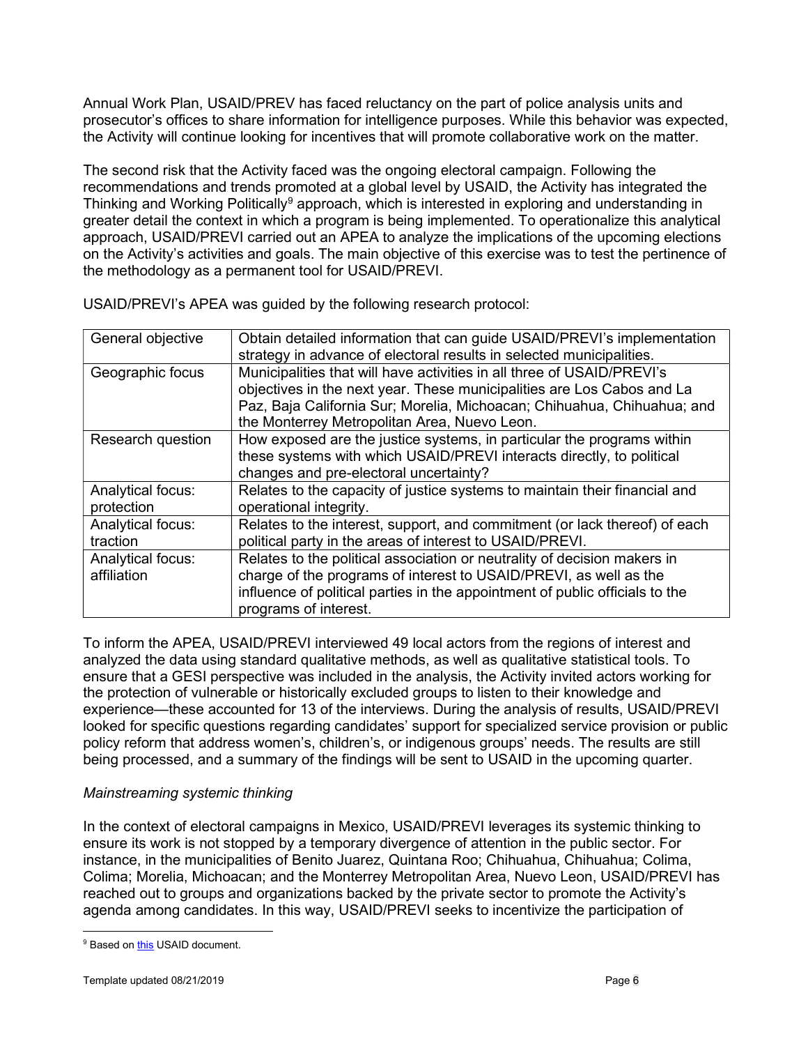Annual Work Plan, USAID/PREV has faced reluctancy on the part of police analysis units and prosecutor's offices to share information for intelligence purposes. While this behavior was expected, the Activity will continue looking for incentives that will promote collaborative work on the matter.

The second risk that the Activity faced was the ongoing electoral campaign. Following the recommendations and trends promoted at a global level by USAID, the Activity has integrated the Thinking and Working Politically[9] approach, which is interested in exploring and understanding in greater detail the context in which a program is being implemented. To operationalize this analytical approach, USAID/PREVI carried out an APEA to analyze the implications of the upcoming elections on the Activity's activities and goals. The main objective of this exercise was to test the pertinence of the methodology as a permanent tool for USAID/PREVI.

USAID/PREVI's APEA was guided by the following research protocol:

| General objective | Obtain detailed information that can guide USAID/PREVI's implementation strategy in advance of electoral results in selected municipalities. |
|---|---|
| Geographic focus | Municipalities that will have activities in all three of USAID/PREVI's objectives in the next year. These municipalities are Los Cabos and La Paz, Baja California Sur; Morelia, Michoacan; Chihuahua, Chihuahua; and the Monterrey Metropolitan Area, Nuevo Leon. |
| Research question | How exposed are the justice systems, in particular the programs within these systems with which USAID/PREVI interacts directly, to political changes and pre-electoral uncertainty? |
| Analytical focus: protection | Relates to the capacity of justice systems to maintain their financial and operational integrity. |
| Analytical focus: traction | Relates to the interest, support, and commitment (or lack thereof) of each political party in the areas of interest to USAID/PREVI. |
| Analytical focus: affiliation | Relates to the political association or neutrality of decision makers in charge of the programs of interest to USAID/PREVI, as well as the influence of political parties in the appointment of public officials to the programs of interest. |

To inform the APEA, USAID/PREVI interviewed 49 local actors from the regions of interest and analyzed the data using standard qualitative methods, as well as qualitative statistical tools. To ensure that a GESI perspective was included in the analysis, the Activity invited actors working for the protection of vulnerable or historically excluded groups to listen to their knowledge and experience—these accounted for 13 of the interviews. During the analysis of results, USAID/PREVI looked for specific questions regarding candidates' support for specialized service provision or public policy reform that address women's, children's, or indigenous groups' needs. The results are still being processed, and a summary of the findings will be sent to USAID in the upcoming quarter.

*Mainstreaming systemic thinking*

In the context of electoral campaigns in Mexico, USAID/PREVI leverages its systemic thinking to ensure its work is not stopped by a temporary divergence of attention in the public sector. For instance, in the municipalities of Benito Juarez, Quintana Roo; Chihuahua, Chihuahua; Colima, Colima; Morelia, Michoacan; and the Monterrey Metropolitan Area, Nuevo Leon, USAID/PREVI has reached out to groups and organizations backed by the private sector to promote the Activity's agenda among candidates. In this way, USAID/PREVI seeks to incentivize the participation of

[9] Based on this USAID document.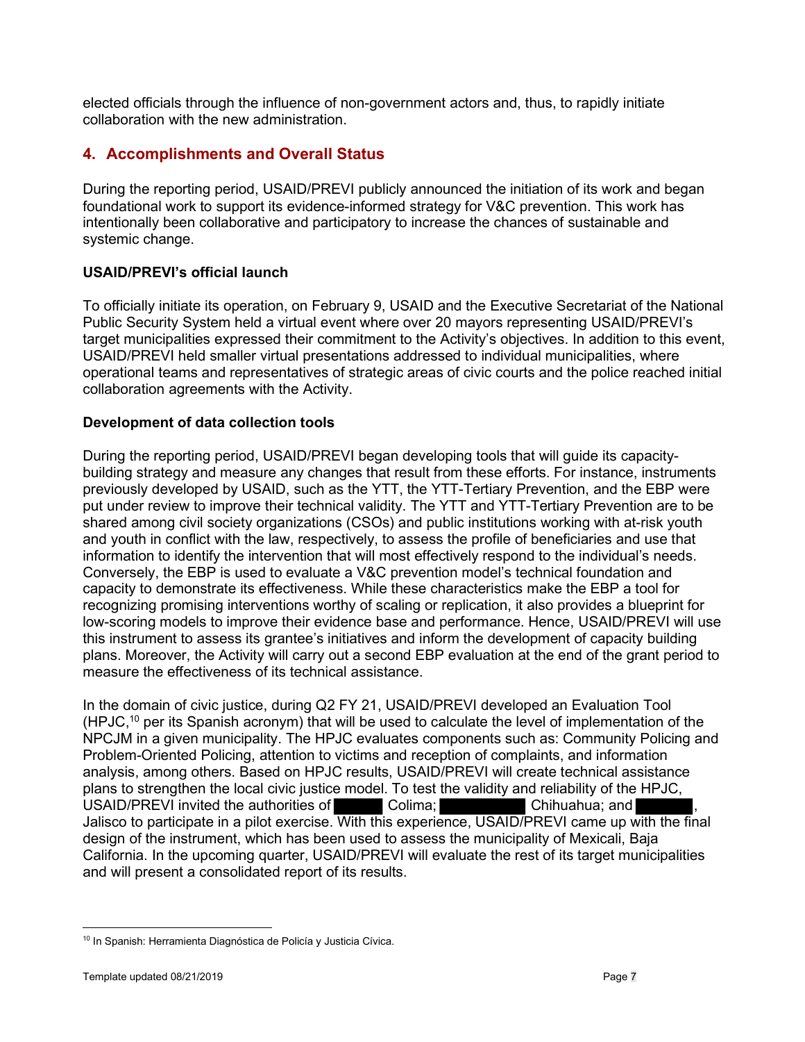elected officials through the influence of non-government actors and, thus, to rapidly initiate collaboration with the new administration.

## 4. Accomplishments and Overall Status

During the reporting period, USAID/PREVI publicly announced the initiation of its work and began foundational work to support its evidence-informed strategy for V&C prevention. This work has intentionally been collaborative and participatory to increase the chances of sustainable and systemic change.

### USAID/PREVI's official launch

To officially initiate its operation, on February 9, USAID and the Executive Secretariat of the National Public Security System held a virtual event where over 20 mayors representing USAID/PREVI's target municipalities expressed their commitment to the Activity's objectives. In addition to this event, USAID/PREVI held smaller virtual presentations addressed to individual municipalities, where operational teams and representatives of strategic areas of civic courts and the police reached initial collaboration agreements with the Activity.

### Development of data collection tools

During the reporting period, USAID/PREVI began developing tools that will guide its capacity-building strategy and measure any changes that result from these efforts. For instance, instruments previously developed by USAID, such as the YTT, the YTT-Tertiary Prevention, and the EBP were put under review to improve their technical validity. The YTT and YTT-Tertiary Prevention are to be shared among civil society organizations (CSOs) and public institutions working with at-risk youth and youth in conflict with the law, respectively, to assess the profile of beneficiaries and use that information to identify the intervention that will most effectively respond to the individual's needs. Conversely, the EBP is used to evaluate a V&C prevention model's technical foundation and capacity to demonstrate its effectiveness. While these characteristics make the EBP a tool for recognizing promising interventions worthy of scaling or replication, it also provides a blueprint for low-scoring models to improve their evidence base and performance. Hence, USAID/PREVI will use this instrument to assess its grantee's initiatives and inform the development of capacity building plans. Moreover, the Activity will carry out a second EBP evaluation at the end of the grant period to measure the effectiveness of its technical assistance.

In the domain of civic justice, during Q2 FY 21, USAID/PREVI developed an Evaluation Tool (HPJC,[10] per its Spanish acronym) that will be used to calculate the level of implementation of the NPCJM in a given municipality. The HPJC evaluates components such as: Community Policing and Problem-Oriented Policing, attention to victims and reception of complaints, and information analysis, among others. Based on HPJC results, USAID/PREVI will create technical assistance plans to strengthen the local civic justice model. To test the validity and reliability of the HPJC, USAID/PREVI invited the authorities of [REDACTED] Colima; [REDACTED] Chihuahua; and [REDACTED], Jalisco to participate in a pilot exercise. With this experience, USAID/PREVI came up with the final design of the instrument, which has been used to assess the municipality of Mexicali, Baja California. In the upcoming quarter, USAID/PREVI will evaluate the rest of its target municipalities and will present a consolidated report of its results.

---

[10] In Spanish: Herramienta Diagnóstica de Policía y Justicia Cívica.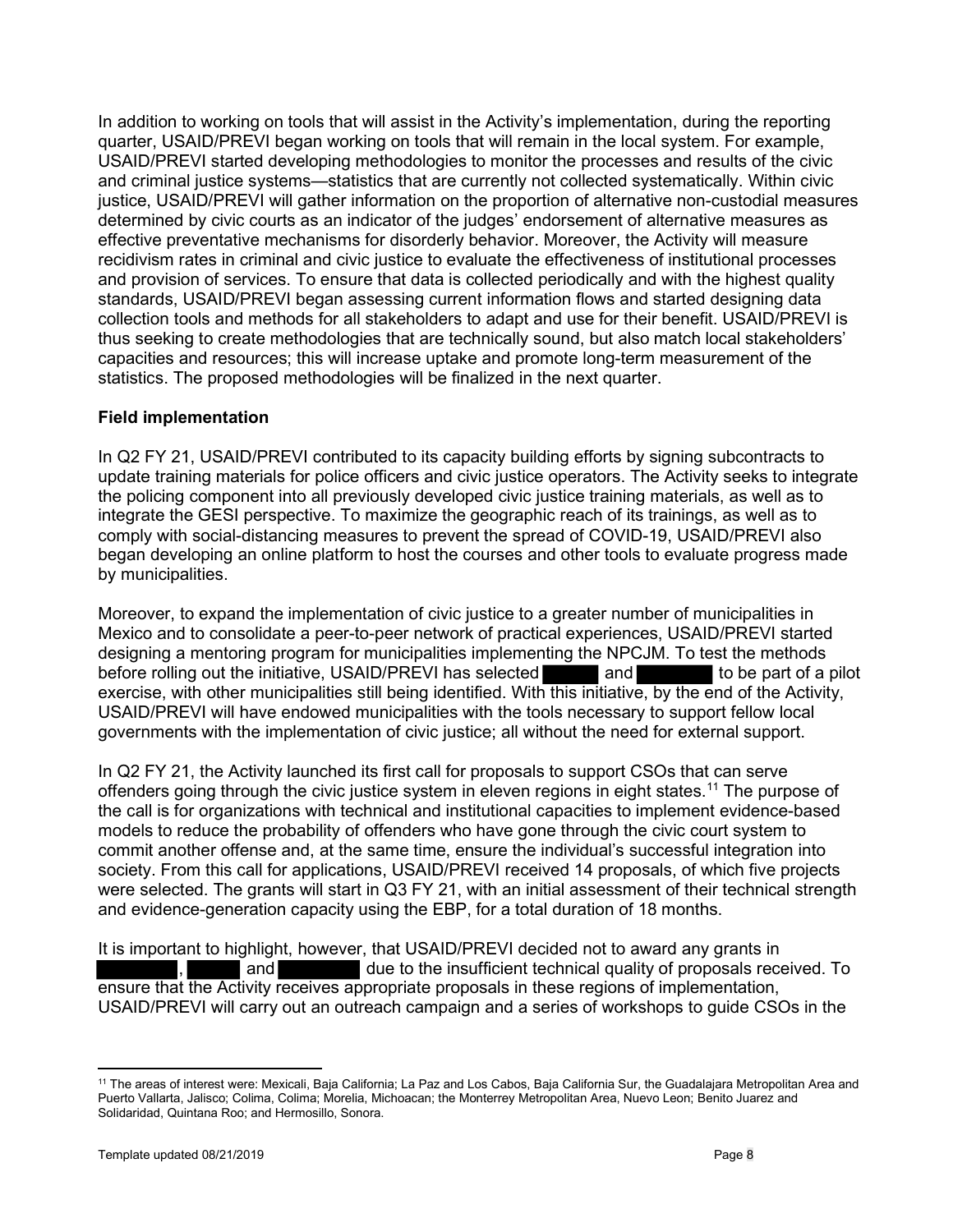In addition to working on tools that will assist in the Activity's implementation, during the reporting quarter, USAID/PREVI began working on tools that will remain in the local system. For example, USAID/PREVI started developing methodologies to monitor the processes and results of the civic and criminal justice systems—statistics that are currently not collected systematically. Within civic justice, USAID/PREVI will gather information on the proportion of alternative non-custodial measures determined by civic courts as an indicator of the judges' endorsement of alternative measures as effective preventative mechanisms for disorderly behavior. Moreover, the Activity will measure recidivism rates in criminal and civic justice to evaluate the effectiveness of institutional processes and provision of services. To ensure that data is collected periodically and with the highest quality standards, USAID/PREVI began assessing current information flows and started designing data collection tools and methods for all stakeholders to adapt and use for their benefit. USAID/PREVI is thus seeking to create methodologies that are technically sound, but also match local stakeholders' capacities and resources; this will increase uptake and promote long-term measurement of the statistics. The proposed methodologies will be finalized in the next quarter.

**Field implementation**

In Q2 FY 21, USAID/PREVI contributed to its capacity building efforts by signing subcontracts to update training materials for police officers and civic justice operators. The Activity seeks to integrate the policing component into all previously developed civic justice training materials, as well as to integrate the GESI perspective. To maximize the geographic reach of its trainings, as well as to comply with social-distancing measures to prevent the spread of COVID-19, USAID/PREVI also began developing an online platform to host the courses and other tools to evaluate progress made by municipalities.

Moreover, to expand the implementation of civic justice to a greater number of municipalities in Mexico and to consolidate a peer-to-peer network of practical experiences, USAID/PREVI started designing a mentoring program for municipalities implementing the NPCJM. To test the methods before rolling out the initiative, USAID/PREVI has selected [REDACTED] and [REDACTED] to be part of a pilot exercise, with other municipalities still being identified. With this initiative, by the end of the Activity, USAID/PREVI will have endowed municipalities with the tools necessary to support fellow local governments with the implementation of civic justice; all without the need for external support.

In Q2 FY 21, the Activity launched its first call for proposals to support CSOs that can serve offenders going through the civic justice system in eleven regions in eight states.[11] The purpose of the call is for organizations with technical and institutional capacities to implement evidence-based models to reduce the probability of offenders who have gone through the civic court system to commit another offense and, at the same time, ensure the individual's successful integration into society. From this call for applications, USAID/PREVI received 14 proposals, of which five projects were selected. The grants will start in Q3 FY 21, with an initial assessment of their technical strength and evidence-generation capacity using the EBP, for a total duration of 18 months.

It is important to highlight, however, that USAID/PREVI decided not to award any grants in [REDACTED], [REDACTED] and [REDACTED] due to the insufficient technical quality of proposals received. To ensure that the Activity receives appropriate proposals in these regions of implementation, USAID/PREVI will carry out an outreach campaign and a series of workshops to guide CSOs in the

[11] The areas of interest were: Mexicali, Baja California; La Paz and Los Cabos, Baja California Sur, the Guadalajara Metropolitan Area and Puerto Vallarta, Jalisco; Colima, Colima; Morelia, Michoacan; the Monterrey Metropolitan Area, Nuevo Leon; Benito Juarez and Solidaridad, Quintana Roo; and Hermosillo, Sonora.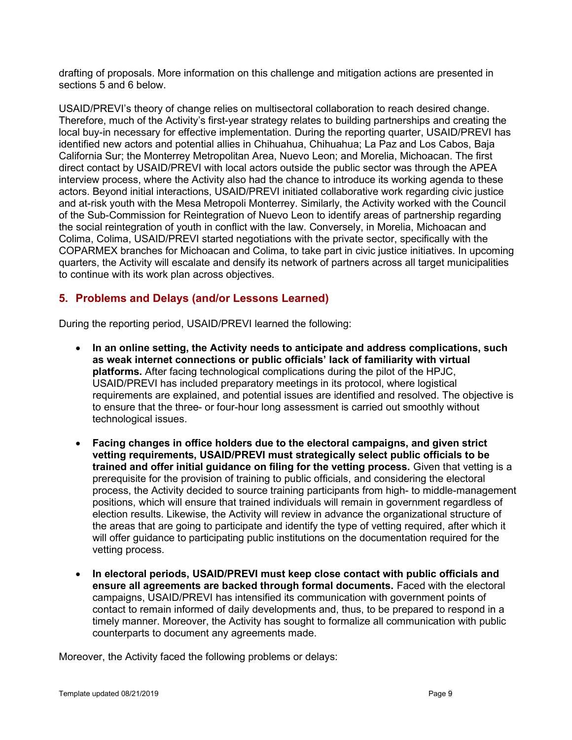drafting of proposals. More information on this challenge and mitigation actions are presented in sections 5 and 6 below.

USAID/PREVI's theory of change relies on multisectoral collaboration to reach desired change. Therefore, much of the Activity's first-year strategy relates to building partnerships and creating the local buy-in necessary for effective implementation. During the reporting quarter, USAID/PREVI has identified new actors and potential allies in Chihuahua, Chihuahua; La Paz and Los Cabos, Baja California Sur; the Monterrey Metropolitan Area, Nuevo Leon; and Morelia, Michoacan. The first direct contact by USAID/PREVI with local actors outside the public sector was through the APEA interview process, where the Activity also had the chance to introduce its working agenda to these actors. Beyond initial interactions, USAID/PREVI initiated collaborative work regarding civic justice and at-risk youth with the Mesa Metropoli Monterrey. Similarly, the Activity worked with the Council of the Sub-Commission for Reintegration of Nuevo Leon to identify areas of partnership regarding the social reintegration of youth in conflict with the law. Conversely, in Morelia, Michoacan and Colima, Colima, USAID/PREVI started negotiations with the private sector, specifically with the COPARMEX branches for Michoacan and Colima, to take part in civic justice initiatives. In upcoming quarters, the Activity will escalate and densify its network of partners across all target municipalities to continue with its work plan across objectives.

## 5. Problems and Delays (and/or Lessons Learned)

During the reporting period, USAID/PREVI learned the following:

- **In an online setting, the Activity needs to anticipate and address complications, such as weak internet connections or public officials' lack of familiarity with virtual platforms.** After facing technological complications during the pilot of the HPJC, USAID/PREVI has included preparatory meetings in its protocol, where logistical requirements are explained, and potential issues are identified and resolved. The objective is to ensure that the three- or four-hour long assessment is carried out smoothly without technological issues.
- **Facing changes in office holders due to the electoral campaigns, and given strict vetting requirements, USAID/PREVI must strategically select public officials to be trained and offer initial guidance on filing for the vetting process.** Given that vetting is a prerequisite for the provision of training to public officials, and considering the electoral process, the Activity decided to source training participants from high- to middle-management positions, which will ensure that trained individuals will remain in government regardless of election results. Likewise, the Activity will review in advance the organizational structure of the areas that are going to participate and identify the type of vetting required, after which it will offer guidance to participating public institutions on the documentation required for the vetting process.
- **In electoral periods, USAID/PREVI must keep close contact with public officials and ensure all agreements are backed through formal documents.** Faced with the electoral campaigns, USAID/PREVI has intensified its communication with government points of contact to remain informed of daily developments and, thus, to be prepared to respond in a timely manner. Moreover, the Activity has sought to formalize all communication with public counterparts to document any agreements made.

Moreover, the Activity faced the following problems or delays: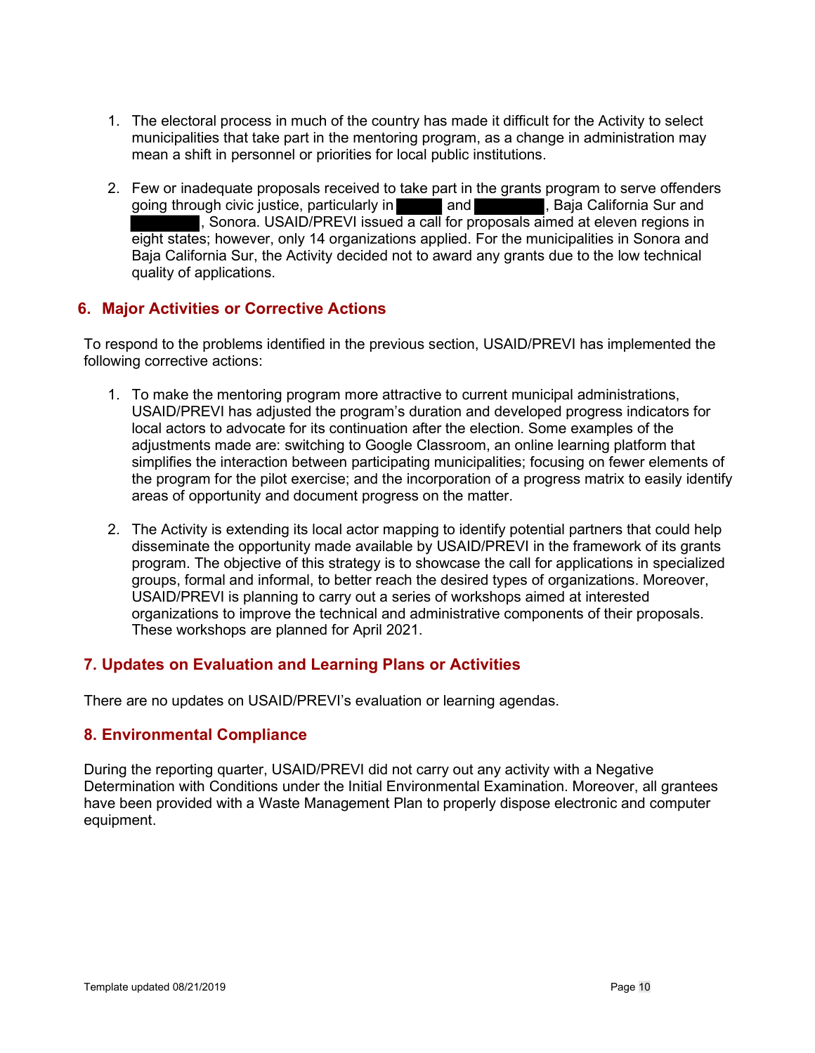1. The electoral process in much of the country has made it difficult for the Activity to select municipalities that take part in the mentoring program, as a change in administration may mean a shift in personnel or priorities for local public institutions.

2. Few or inadequate proposals received to take part in the grants program to serve offenders going through civic justice, particularly in ████ and ██████, Baja California Sur and ██████, Sonora. USAID/PREVI issued a call for proposals aimed at eleven regions in eight states; however, only 14 organizations applied. For the municipalities in Sonora and Baja California Sur, the Activity decided not to award any grants due to the low technical quality of applications.

## 6. Major Activities or Corrective Actions

To respond to the problems identified in the previous section, USAID/PREVI has implemented the following corrective actions:

1. To make the mentoring program more attractive to current municipal administrations, USAID/PREVI has adjusted the program's duration and developed progress indicators for local actors to advocate for its continuation after the election. Some examples of the adjustments made are: switching to Google Classroom, an online learning platform that simplifies the interaction between participating municipalities; focusing on fewer elements of the program for the pilot exercise; and the incorporation of a progress matrix to easily identify areas of opportunity and document progress on the matter.

2. The Activity is extending its local actor mapping to identify potential partners that could help disseminate the opportunity made available by USAID/PREVI in the framework of its grants program. The objective of this strategy is to showcase the call for applications in specialized groups, formal and informal, to better reach the desired types of organizations. Moreover, USAID/PREVI is planning to carry out a series of workshops aimed at interested organizations to improve the technical and administrative components of their proposals. These workshops are planned for April 2021.

## 7. Updates on Evaluation and Learning Plans or Activities

There are no updates on USAID/PREVI's evaluation or learning agendas.

## 8. Environmental Compliance

During the reporting quarter, USAID/PREVI did not carry out any activity with a Negative Determination with Conditions under the Initial Environmental Examination. Moreover, all grantees have been provided with a Waste Management Plan to properly dispose electronic and computer equipment.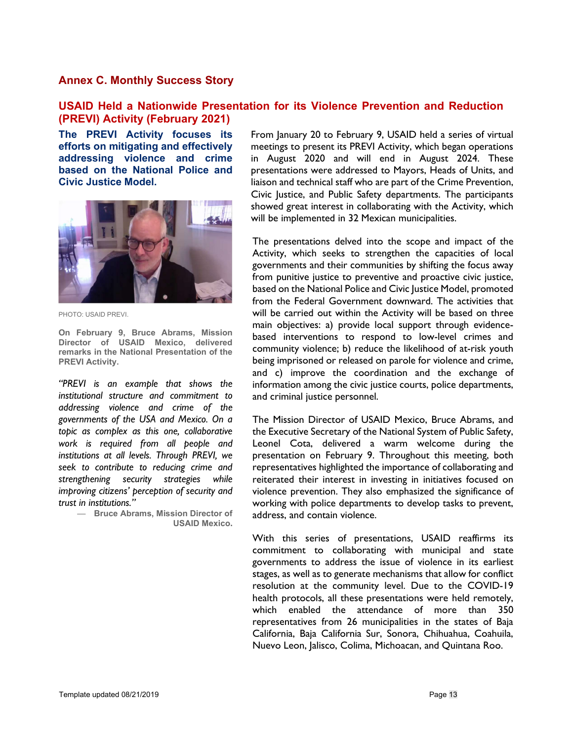## Annex C. Monthly Success Story

## USAID Held a Nationwide Presentation for its Violence Prevention and Reduction (PREVI) Activity (February 2021)

**The PREVI Activity focuses its efforts on mitigating and effectively addressing violence and crime based on the National Police and Civic Justice Model.**

PHOTO: USAID PREVI.

**On February 9, Bruce Abrams, Mission Director of USAID Mexico, delivered remarks in the National Presentation of the PREVI Activity.**

*"PREVI is an example that shows the institutional structure and commitment to addressing violence and crime of the governments of the USA and Mexico. On a topic as complex as this one, collaborative work is required from all people and institutions at all levels. Through PREVI, we seek to contribute to reducing crime and strengthening security strategies while improving citizens' perception of security and trust in institutions."*

— **Bruce Abrams, Mission Director of USAID Mexico.**

From January 20 to February 9, USAID held a series of virtual meetings to present its PREVI Activity, which began operations in August 2020 and will end in August 2024. These presentations were addressed to Mayors, Heads of Units, and liaison and technical staff who are part of the Crime Prevention, Civic Justice, and Public Safety departments. The participants showed great interest in collaborating with the Activity, which will be implemented in 32 Mexican municipalities.

The presentations delved into the scope and impact of the Activity, which seeks to strengthen the capacities of local governments and their communities by shifting the focus away from punitive justice to preventive and proactive civic justice, based on the National Police and Civic Justice Model, promoted from the Federal Government downward. The activities that will be carried out within the Activity will be based on three main objectives: a) provide local support through evidence-based interventions to respond to low-level crimes and community violence; b) reduce the likelihood of at-risk youth being imprisoned or released on parole for violence and crime, and c) improve the coordination and the exchange of information among the civic justice courts, police departments, and criminal justice personnel.

The Mission Director of USAID Mexico, Bruce Abrams, and the Executive Secretary of the National System of Public Safety, Leonel Cota, delivered a warm welcome during the presentation on February 9. Throughout this meeting, both representatives highlighted the importance of collaborating and reiterated their interest in investing in initiatives focused on violence prevention. They also emphasized the significance of working with police departments to develop tasks to prevent, address, and contain violence.

With this series of presentations, USAID reaffirms its commitment to collaborating with municipal and state governments to address the issue of violence in its earliest stages, as well as to generate mechanisms that allow for conflict resolution at the community level. Due to the COVID-19 health protocols, all these presentations were held remotely, which enabled the attendance of more than 350 representatives from 26 municipalities in the states of Baja California, Baja California Sur, Sonora, Chihuahua, Coahuila, Nuevo Leon, Jalisco, Colima, Michoacan, and Quintana Roo.